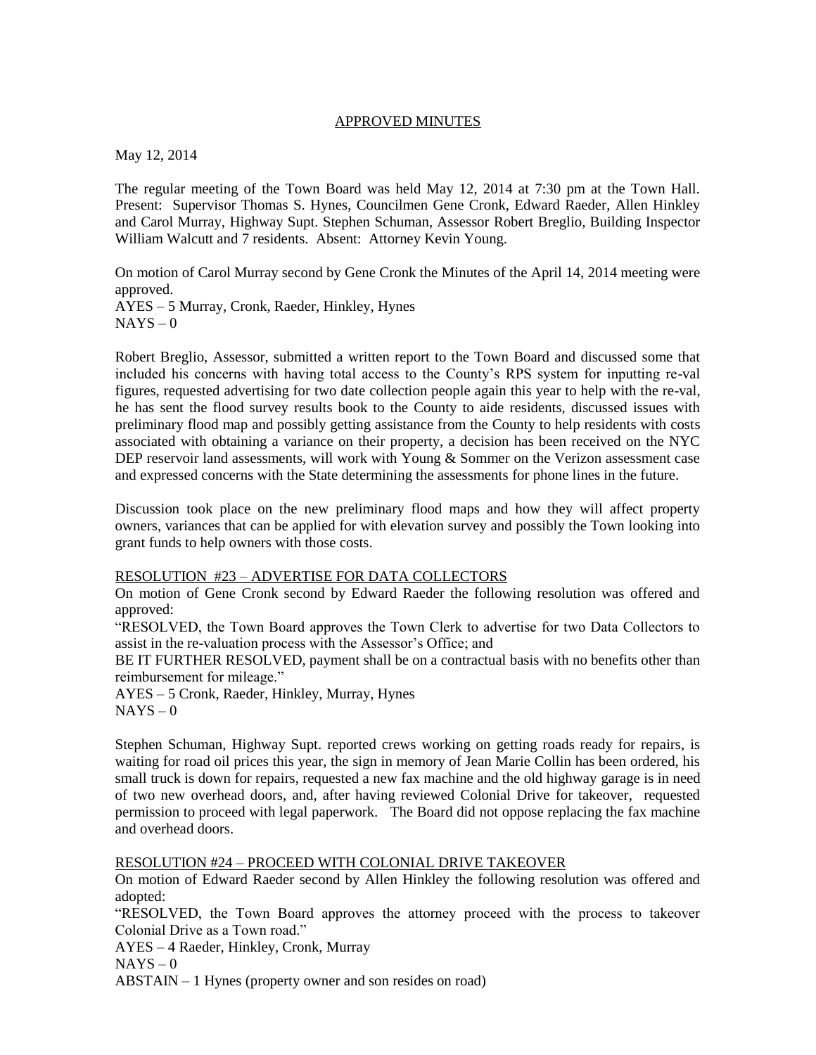## APPROVED MINUTES

May 12, 2014

The regular meeting of the Town Board was held May 12, 2014 at 7:30 pm at the Town Hall. Present: Supervisor Thomas S. Hynes, Councilmen Gene Cronk, Edward Raeder, Allen Hinkley and Carol Murray, Highway Supt. Stephen Schuman, Assessor Robert Breglio, Building Inspector William Walcutt and 7 residents. Absent: Attorney Kevin Young.

On motion of Carol Murray second by Gene Cronk the Minutes of the April 14, 2014 meeting were approved.
AYES – 5 Murray, Cronk, Raeder, Hinkley, Hynes
NAYS – 0

Robert Breglio, Assessor, submitted a written report to the Town Board and discussed some that included his concerns with having total access to the County's RPS system for inputting re-val figures, requested advertising for two date collection people again this year to help with the re-val, he has sent the flood survey results book to the County to aide residents, discussed issues with preliminary flood map and possibly getting assistance from the County to help residents with costs associated with obtaining a variance on their property, a decision has been received on the NYC DEP reservoir land assessments, will work with Young & Sommer on the Verizon assessment case and expressed concerns with the State determining the assessments for phone lines in the future.

Discussion took place on the new preliminary flood maps and how they will affect property owners, variances that can be applied for with elevation survey and possibly the Town looking into grant funds to help owners with those costs.

RESOLUTION #23 – ADVERTISE FOR DATA COLLECTORS

On motion of Gene Cronk second by Edward Raeder the following resolution was offered and approved:

"RESOLVED, the Town Board approves the Town Clerk to advertise for two Data Collectors to assist in the re-valuation process with the Assessor's Office; and

BE IT FURTHER RESOLVED, payment shall be on a contractual basis with no benefits other than reimbursement for mileage."

AYES – 5 Cronk, Raeder, Hinkley, Murray, Hynes
NAYS – 0

Stephen Schuman, Highway Supt. reported crews working on getting roads ready for repairs, is waiting for road oil prices this year, the sign in memory of Jean Marie Collin has been ordered, his small truck is down for repairs, requested a new fax machine and the old highway garage is in need of two new overhead doors, and, after having reviewed Colonial Drive for takeover, requested permission to proceed with legal paperwork. The Board did not oppose replacing the fax machine and overhead doors.

RESOLUTION #24 – PROCEED WITH COLONIAL DRIVE TAKEOVER

On motion of Edward Raeder second by Allen Hinkley the following resolution was offered and adopted:

"RESOLVED, the Town Board approves the attorney proceed with the process to takeover Colonial Drive as a Town road."

AYES – 4 Raeder, Hinkley, Cronk, Murray
NAYS – 0
ABSTAIN – 1 Hynes (property owner and son resides on road)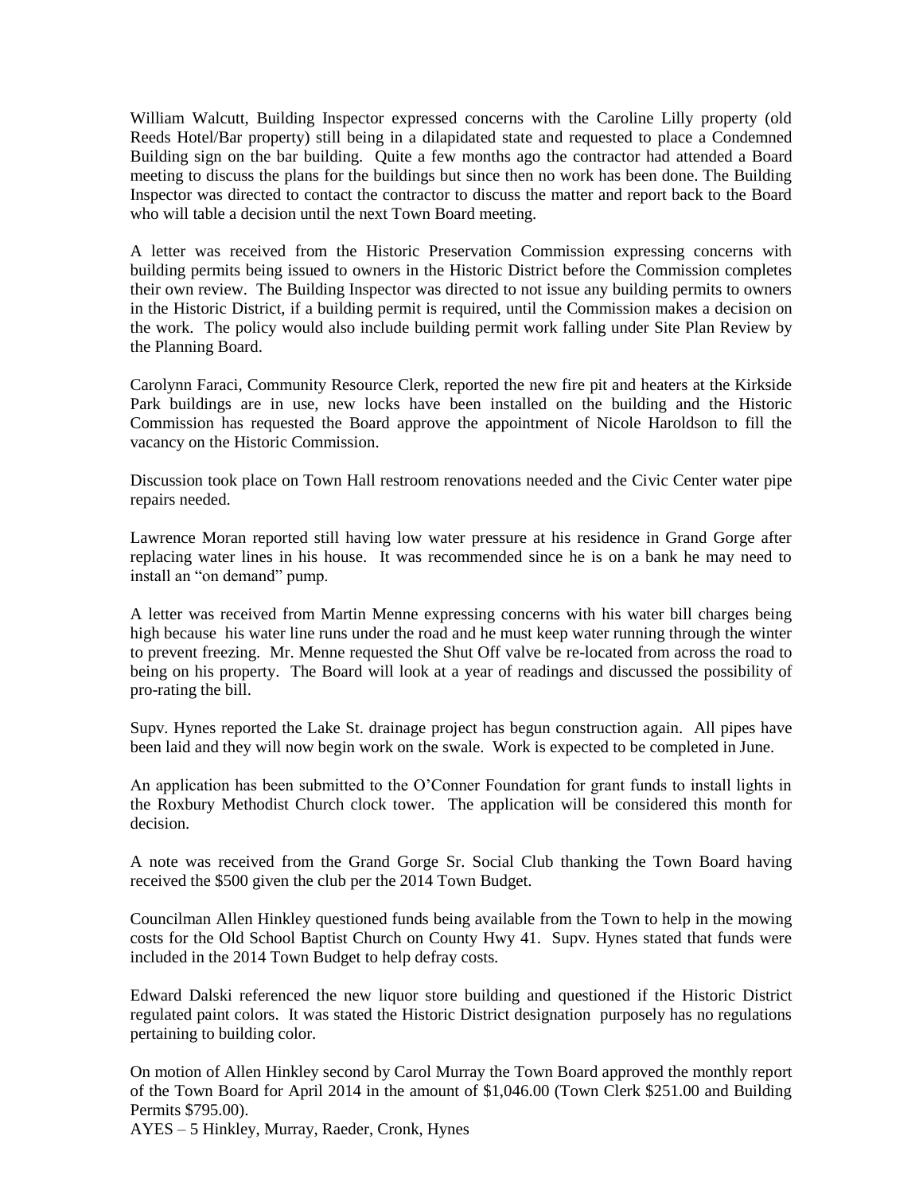William Walcutt, Building Inspector expressed concerns with the Caroline Lilly property (old Reeds Hotel/Bar property) still being in a dilapidated state and requested to place a Condemned Building sign on the bar building. Quite a few months ago the contractor had attended a Board meeting to discuss the plans for the buildings but since then no work has been done. The Building Inspector was directed to contact the contractor to discuss the matter and report back to the Board who will table a decision until the next Town Board meeting.

A letter was received from the Historic Preservation Commission expressing concerns with building permits being issued to owners in the Historic District before the Commission completes their own review. The Building Inspector was directed to not issue any building permits to owners in the Historic District, if a building permit is required, until the Commission makes a decision on the work. The policy would also include building permit work falling under Site Plan Review by the Planning Board.

Carolynn Faraci, Community Resource Clerk, reported the new fire pit and heaters at the Kirkside Park buildings are in use, new locks have been installed on the building and the Historic Commission has requested the Board approve the appointment of Nicole Haroldson to fill the vacancy on the Historic Commission.

Discussion took place on Town Hall restroom renovations needed and the Civic Center water pipe repairs needed.

Lawrence Moran reported still having low water pressure at his residence in Grand Gorge after replacing water lines in his house. It was recommended since he is on a bank he may need to install an "on demand" pump.

A letter was received from Martin Menne expressing concerns with his water bill charges being high because his water line runs under the road and he must keep water running through the winter to prevent freezing. Mr. Menne requested the Shut Off valve be re-located from across the road to being on his property. The Board will look at a year of readings and discussed the possibility of pro-rating the bill.

Supv. Hynes reported the Lake St. drainage project has begun construction again. All pipes have been laid and they will now begin work on the swale. Work is expected to be completed in June.

An application has been submitted to the O'Conner Foundation for grant funds to install lights in the Roxbury Methodist Church clock tower. The application will be considered this month for decision.

A note was received from the Grand Gorge Sr. Social Club thanking the Town Board having received the $500 given the club per the 2014 Town Budget.

Councilman Allen Hinkley questioned funds being available from the Town to help in the mowing costs for the Old School Baptist Church on County Hwy 41. Supv. Hynes stated that funds were included in the 2014 Town Budget to help defray costs.

Edward Dalski referenced the new liquor store building and questioned if the Historic District regulated paint colors. It was stated the Historic District designation purposely has no regulations pertaining to building color.

On motion of Allen Hinkley second by Carol Murray the Town Board approved the monthly report of the Town Board for April 2014 in the amount of $1,046.00 (Town Clerk $251.00 and Building Permits $795.00).
AYES – 5 Hinkley, Murray, Raeder, Cronk, Hynes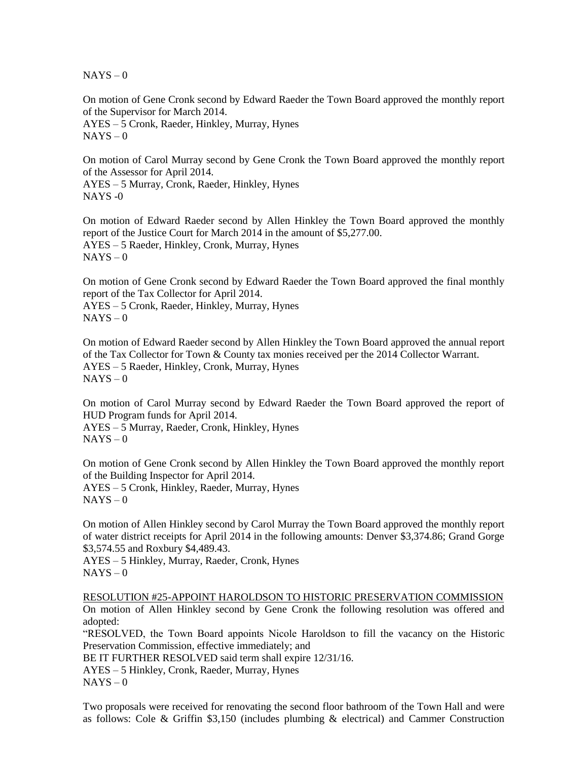NAYS – 0

On motion of Gene Cronk second by Edward Raeder the Town Board approved the monthly report of the Supervisor for March 2014.
AYES – 5 Cronk, Raeder, Hinkley, Murray, Hynes
NAYS – 0

On motion of Carol Murray second by Gene Cronk the Town Board approved the monthly report of the Assessor for April 2014.
AYES – 5 Murray, Cronk, Raeder, Hinkley, Hynes
NAYS -0

On motion of Edward Raeder second by Allen Hinkley the Town Board approved the monthly report of the Justice Court for March 2014 in the amount of $5,277.00.
AYES – 5 Raeder, Hinkley, Cronk, Murray, Hynes
NAYS – 0

On motion of Gene Cronk second by Edward Raeder the Town Board approved the final monthly report of the Tax Collector for April 2014.
AYES – 5 Cronk, Raeder, Hinkley, Murray, Hynes
NAYS – 0

On motion of Edward Raeder second by Allen Hinkley the Town Board approved the annual report of the Tax Collector for Town & County tax monies received per the 2014 Collector Warrant.
AYES – 5 Raeder, Hinkley, Cronk, Murray, Hynes
NAYS – 0

On motion of Carol Murray second by Edward Raeder the Town Board approved the report of HUD Program funds for April 2014.
AYES – 5 Murray, Raeder, Cronk, Hinkley, Hynes
NAYS – 0

On motion of Gene Cronk second by Allen Hinkley the Town Board approved the monthly report of the Building Inspector for April 2014.
AYES – 5 Cronk, Hinkley, Raeder, Murray, Hynes
NAYS – 0

On motion of Allen Hinkley second by Carol Murray the Town Board approved the monthly report of water district receipts for April 2014 in the following amounts: Denver $3,374.86; Grand Gorge $3,574.55 and Roxbury $4,489.43.
AYES – 5 Hinkley, Murray, Raeder, Cronk, Hynes
NAYS – 0

RESOLUTION #25-APPOINT HAROLDSON TO HISTORIC PRESERVATION COMMISSION
On motion of Allen Hinkley second by Gene Cronk the following resolution was offered and adopted:
"RESOLVED, the Town Board appoints Nicole Haroldson to fill the vacancy on the Historic Preservation Commission, effective immediately; and
BE IT FURTHER RESOLVED said term shall expire 12/31/16.
AYES – 5 Hinkley, Cronk, Raeder, Murray, Hynes
NAYS – 0

Two proposals were received for renovating the second floor bathroom of the Town Hall and were as follows: Cole & Griffin $3,150 (includes plumbing & electrical) and Cammer Construction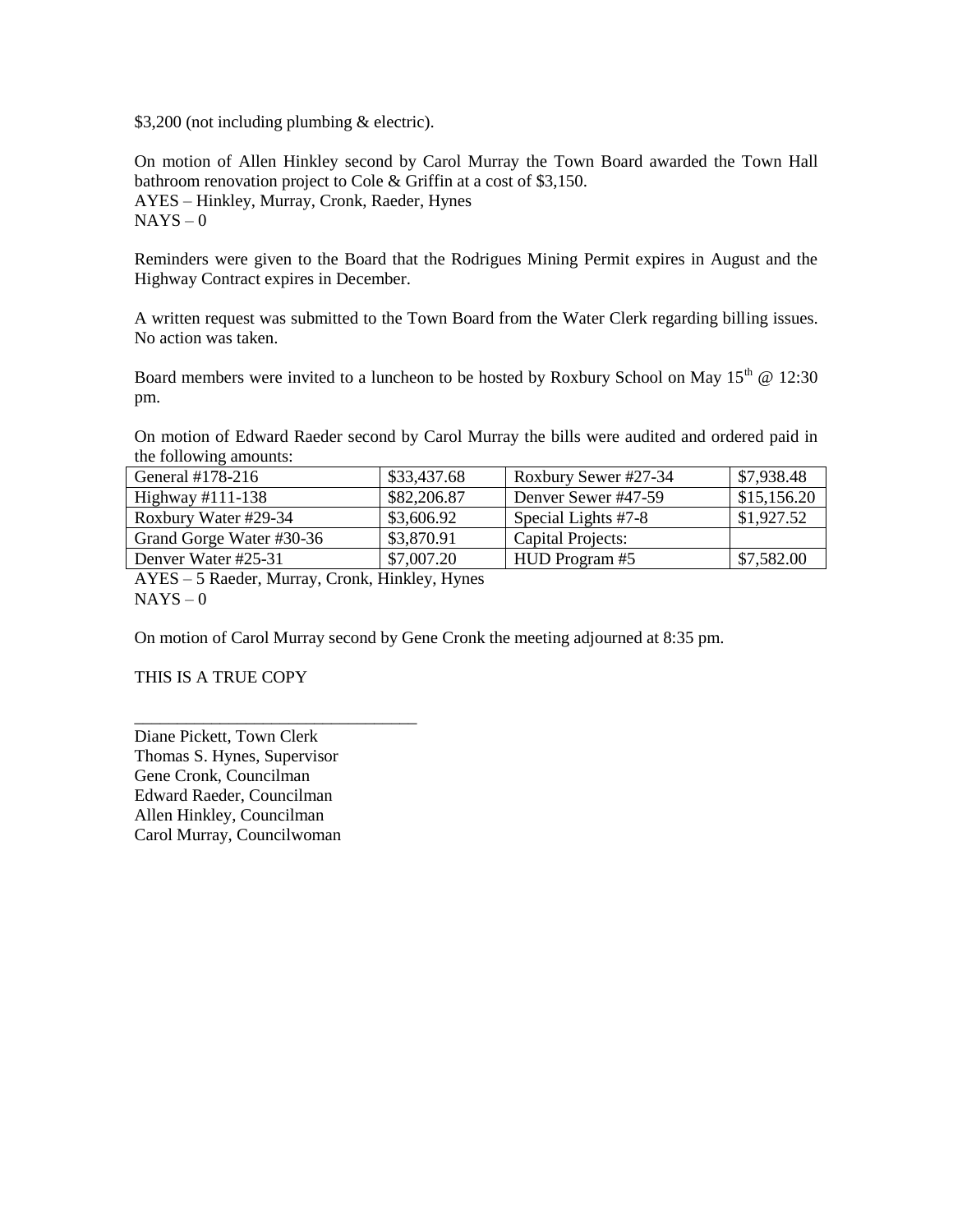$3,200 (not including plumbing & electric).

On motion of Allen Hinkley second by Carol Murray the Town Board awarded the Town Hall bathroom renovation project to Cole & Griffin at a cost of $3,150.
AYES – Hinkley, Murray, Cronk, Raeder, Hynes
NAYS – 0

Reminders were given to the Board that the Rodrigues Mining Permit expires in August and the Highway Contract expires in December.

A written request was submitted to the Town Board from the Water Clerk regarding billing issues. No action was taken.

Board members were invited to a luncheon to be hosted by Roxbury School on May 15th @ 12:30 pm.

On motion of Edward Raeder second by Carol Murray the bills were audited and ordered paid in the following amounts:

| | | | |
|---|---|---|---|
| General #178-216 | $33,437.68 | Roxbury Sewer #27-34 | $7,938.48 |
| Highway #111-138 | $82,206.87 | Denver Sewer #47-59 | $15,156.20 |
| Roxbury Water #29-34 | $3,606.92 | Special Lights #7-8 | $1,927.52 |
| Grand Gorge Water #30-36 | $3,870.91 | Capital Projects: | |
| Denver Water #25-31 | $7,007.20 | HUD Program #5 | $7,582.00 |

AYES – 5 Raeder, Murray, Cronk, Hinkley, Hynes
NAYS – 0

On motion of Carol Murray second by Gene Cronk the meeting adjourned at 8:35 pm.

THIS IS A TRUE COPY

\_\_\_\_\_\_\_\_\_\_\_\_\_\_\_\_\_\_\_\_\_\_\_\_\_\_\_\_\_\_\_\_\_\_

Diane Pickett, Town Clerk
Thomas S. Hynes, Supervisor
Gene Cronk, Councilman
Edward Raeder, Councilman
Allen Hinkley, Councilman
Carol Murray, Councilwoman